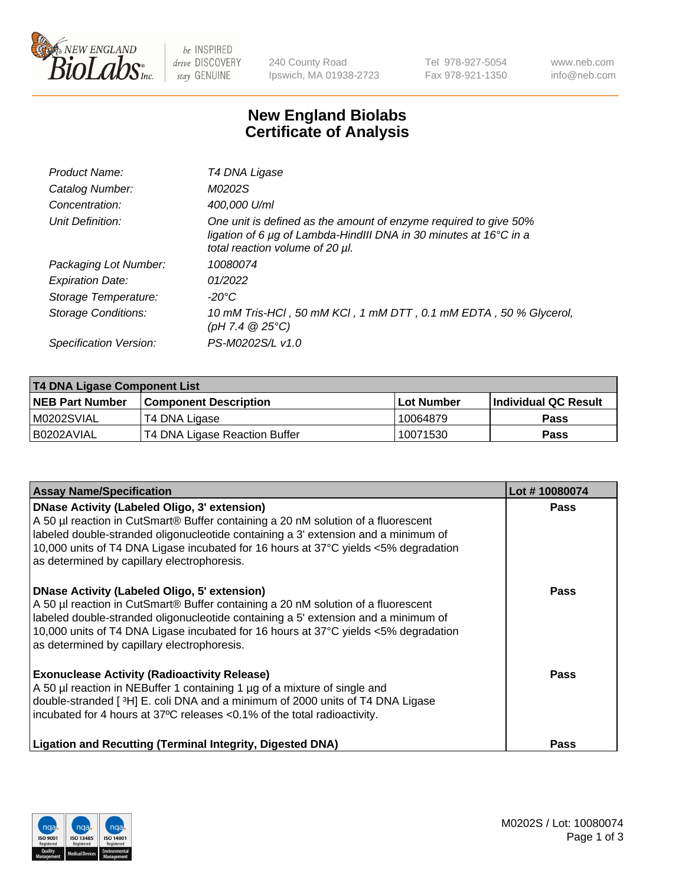# New England Biolabs Certificate of Analysis

| | |
|---|---|
| *Product Name:* | *T4 DNA Ligase* |
| *Catalog Number:* | *M0202S* |
| *Concentration:* | *400,000 U/ml* |
| *Unit Definition:* | *One unit is defined as the amount of enzyme required to give 50% ligation of 6 µg of Lambda-HindIII DNA in 30 minutes at 16°C in a total reaction volume of 20 µl.* |
| *Packaging Lot Number:* | *10080074* |
| *Expiration Date:* | *01/2022* |
| *Storage Temperature:* | *-20°C* |
| *Storage Conditions:* | *10 mM Tris-HCl , 50 mM KCl , 1 mM DTT , 0.1 mM EDTA , 50 % Glycerol, (pH 7.4 @ 25°C)* |
| *Specification Version:* | *PS-M0202S/L v1.0* |

**T4 DNA Ligase Component List**

| NEB Part Number | Component Description | Lot Number | Individual QC Result |
|---|---|---|---|
| M0202SVIAL | T4 DNA Ligase | 10064879 | Pass |
| B0202AVIAL | T4 DNA Ligase Reaction Buffer | 10071530 | Pass |

| Assay Name/Specification | Lot # 10080074 |
|---|---|
| **DNase Activity (Labeled Oligo, 3' extension)**<br>A 50 µl reaction in CutSmart® Buffer containing a 20 nM solution of a fluorescent labeled double-stranded oligonucleotide containing a 3' extension and a minimum of 10,000 units of T4 DNA Ligase incubated for 16 hours at 37°C yields <5% degradation as determined by capillary electrophoresis. | Pass |
| **DNase Activity (Labeled Oligo, 5' extension)**<br>A 50 µl reaction in CutSmart® Buffer containing a 20 nM solution of a fluorescent labeled double-stranded oligonucleotide containing a 5' extension and a minimum of 10,000 units of T4 DNA Ligase incubated for 16 hours at 37°C yields <5% degradation as determined by capillary electrophoresis. | Pass |
| **Exonuclease Activity (Radioactivity Release)**<br>A 50 µl reaction in NEBuffer 1 containing 1 µg of a mixture of single and double-stranded [ $^{3}$H] E. coli DNA and a minimum of 2000 units of T4 DNA Ligase incubated for 4 hours at 37ºC releases <0.1% of the total radioactivity. | Pass |
| **Ligation and Recutting (Terminal Integrity, Digested DNA)** | Pass |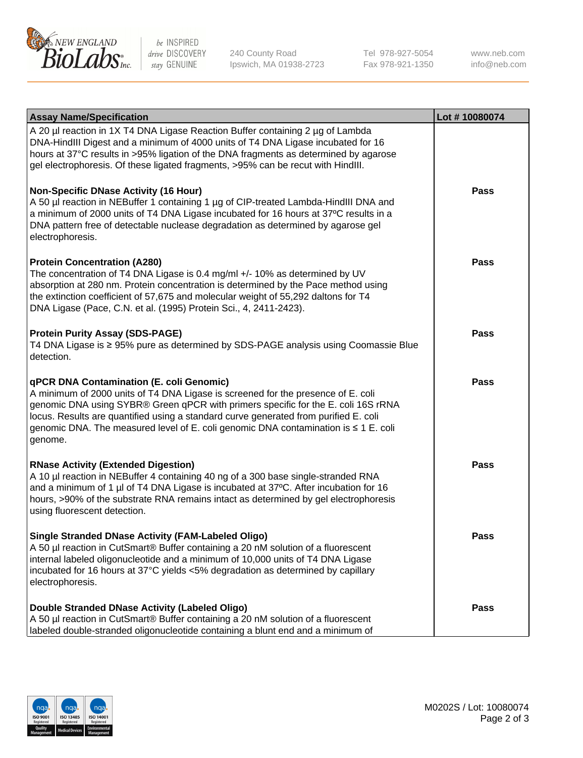| Assay Name/Specification | Lot # 10080074 |
|---|---|
| A 20 µl reaction in 1X T4 DNA Ligase Reaction Buffer containing 2 µg of Lambda DNA-HindIII Digest and a minimum of 4000 units of T4 DNA Ligase incubated for 16 hours at 37°C results in >95% ligation of the DNA fragments as determined by agarose gel electrophoresis. Of these ligated fragments, >95% can be recut with HindIII. | |
| **Non-Specific DNase Activity (16 Hour)** A 50 µl reaction in NEBuffer 1 containing 1 µg of CIP-treated Lambda-HindIII DNA and a minimum of 2000 units of T4 DNA Ligase incubated for 16 hours at 37ºC results in a DNA pattern free of detectable nuclease degradation as determined by agarose gel electrophoresis. | **Pass** |
| **Protein Concentration (A280)** The concentration of T4 DNA Ligase is 0.4 mg/ml +/- 10% as determined by UV absorption at 280 nm. Protein concentration is determined by the Pace method using the extinction coefficient of 57,675 and molecular weight of 55,292 daltons for T4 DNA Ligase (Pace, C.N. et al. (1995) Protein Sci., 4, 2411-2423). | **Pass** |
| **Protein Purity Assay (SDS-PAGE)** T4 DNA Ligase is ≥ 95% pure as determined by SDS-PAGE analysis using Coomassie Blue detection. | **Pass** |
| **qPCR DNA Contamination (E. coli Genomic)** A minimum of 2000 units of T4 DNA Ligase is screened for the presence of E. coli genomic DNA using SYBR® Green qPCR with primers specific for the E. coli 16S rRNA locus. Results are quantified using a standard curve generated from purified E. coli genomic DNA. The measured level of E. coli genomic DNA contamination is ≤ 1 E. coli genome. | **Pass** |
| **RNase Activity (Extended Digestion)** A 10 µl reaction in NEBuffer 4 containing 40 ng of a 300 base single-stranded RNA and a minimum of 1 µl of T4 DNA Ligase is incubated at 37ºC. After incubation for 16 hours, >90% of the substrate RNA remains intact as determined by gel electrophoresis using fluorescent detection. | **Pass** |
| **Single Stranded DNase Activity (FAM-Labeled Oligo)** A 50 µl reaction in CutSmart® Buffer containing a 20 nM solution of a fluorescent internal labeled oligonucleotide and a minimum of 10,000 units of T4 DNA Ligase incubated for 16 hours at 37°C yields <5% degradation as determined by capillary electrophoresis. | **Pass** |
| **Double Stranded DNase Activity (Labeled Oligo)** A 50 µl reaction in CutSmart® Buffer containing a 20 nM solution of a fluorescent labeled double-stranded oligonucleotide containing a blunt end and a minimum of | **Pass** |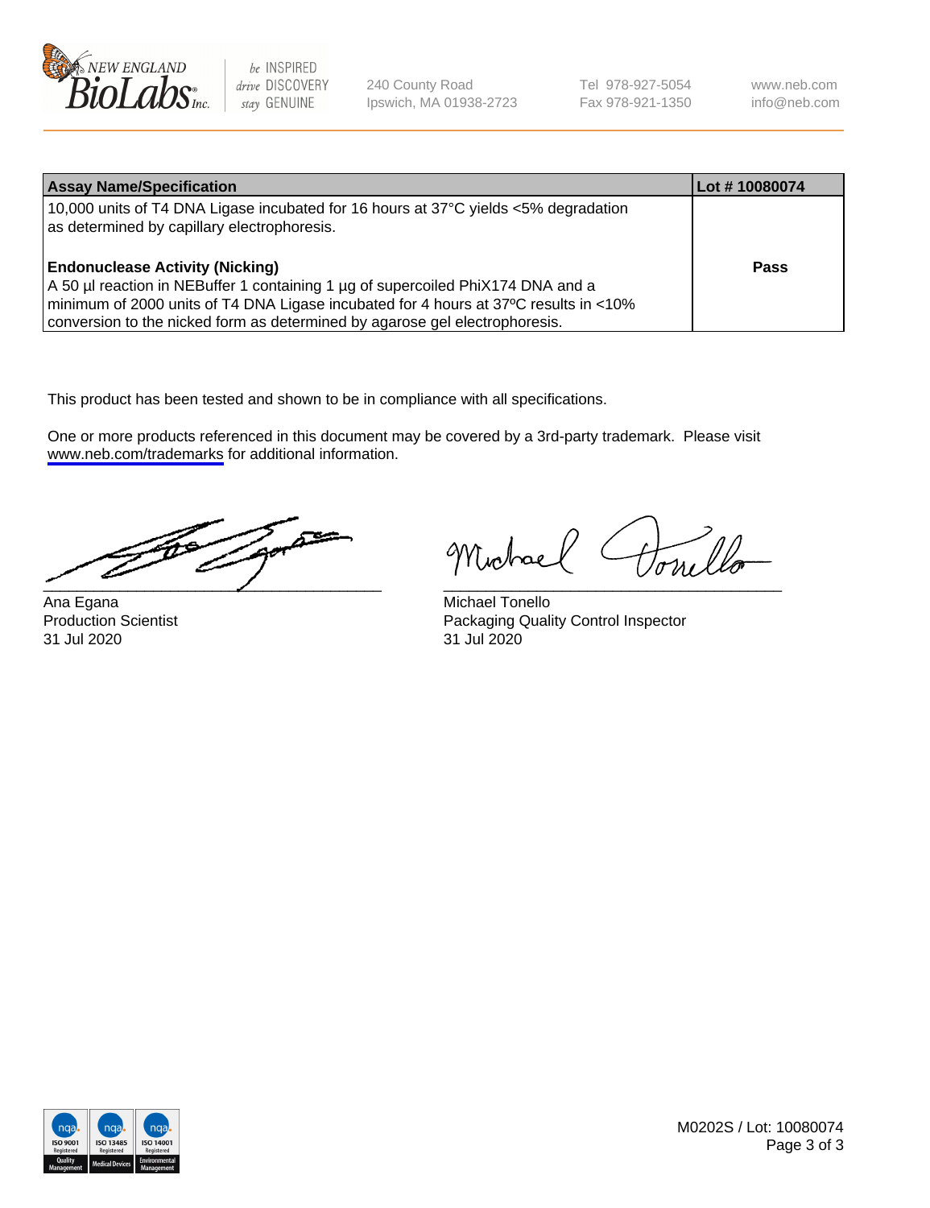be INSPIRED drive DISCOVERY stay GENUINE

240 County Road
Ipswich, MA 01938-2723

Tel 978-927-5054
Fax 978-921-1350

www.neb.com
info@neb.com

| Assay Name/Specification | Lot # 10080074 |
| --- | --- |
| 10,000 units of T4 DNA Ligase incubated for 16 hours at 37°C yields <5% degradation as determined by capillary electrophoresis. | |
| **Endonuclease Activity (Nicking)** A 50 µl reaction in NEBuffer 1 containing 1 µg of supercoiled PhiX174 DNA and a minimum of 2000 units of T4 DNA Ligase incubated for 4 hours at 37ºC results in <10% conversion to the nicked form as determined by agarose gel electrophoresis. | **Pass** |

This product has been tested and shown to be in compliance with all specifications.

One or more products referenced in this document may be covered by a 3rd-party trademark. Please visit www.neb.com/trademarks for additional information.

Ana Egana
Production Scientist
31 Jul 2020

Michael Tonello
Packaging Quality Control Inspector
31 Jul 2020

M0202S / Lot: 10080074